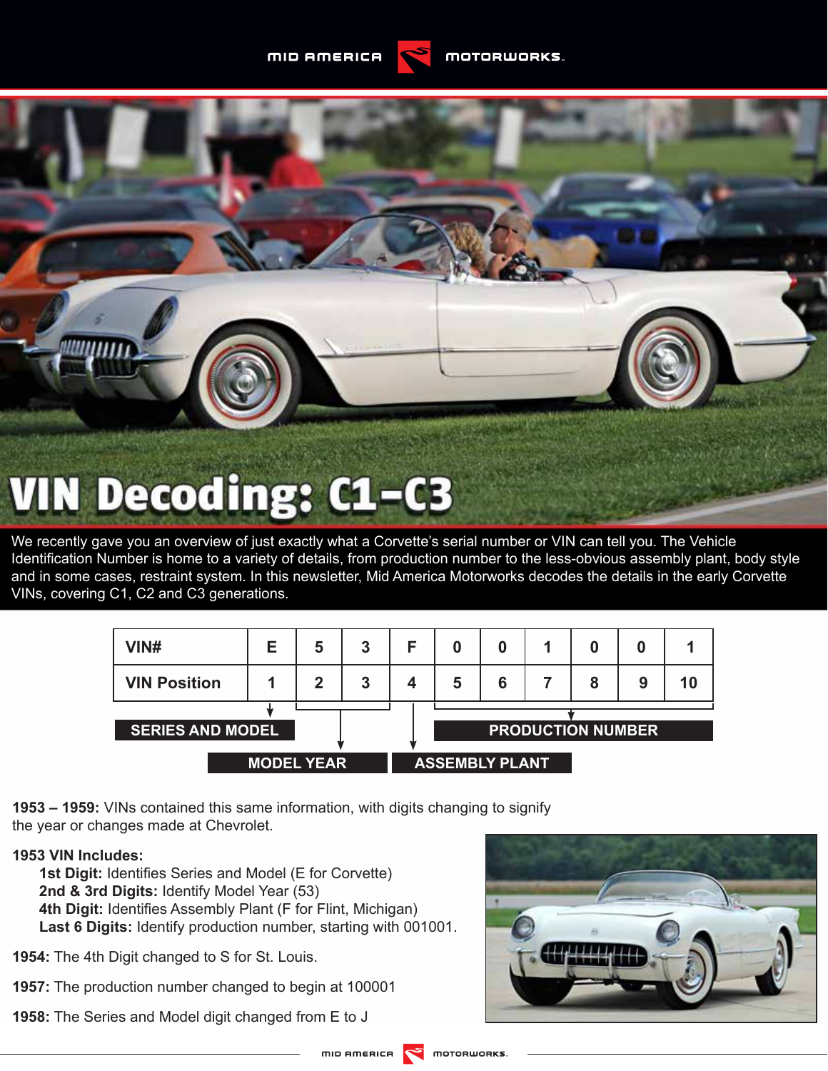# VIN Decoding: C1-C3

We recently gave you an overview of just exactly what a Corvette's serial number or VIN can tell you. The Vehicle Identification Number is home to a variety of details, from production number to the less-obvious assembly plant, body style and in some cases, restraint system. In this newsletter, Mid America Motorworks decodes the details in the early Corvette VINs, covering C1, C2 and C3 generations.

| VIN# | E | 5 | 3 | F | 0 | 0 | 1 | 0 | 0 | 1 |
|---|---|---|---|---|---|---|---|---|---|---|
| VIN Position | 1 | 2 | 3 | 4 | 5 | 6 | 7 | 8 | 9 | 10 |
| | SERIES AND MODEL | MODEL YEAR | | ASSEMBLY PLANT | PRODUCTION NUMBER | | | | | |

**1953 – 1959:** VINs contained this same information, with digits changing to signify the year or changes made at Chevrolet.

**1953 VIN Includes:**

- **1st Digit:** Identifies Series and Model (E for Corvette)
- **2nd & 3rd Digits:** Identify Model Year (53)
- **4th Digit:** Identifies Assembly Plant (F for Flint, Michigan)
- **Last 6 Digits:** Identify production number, starting with 001001.

**1954:** The 4th Digit changed to S for St. Louis.

**1957:** The production number changed to begin at 100001

**1958:** The Series and Model digit changed from E to J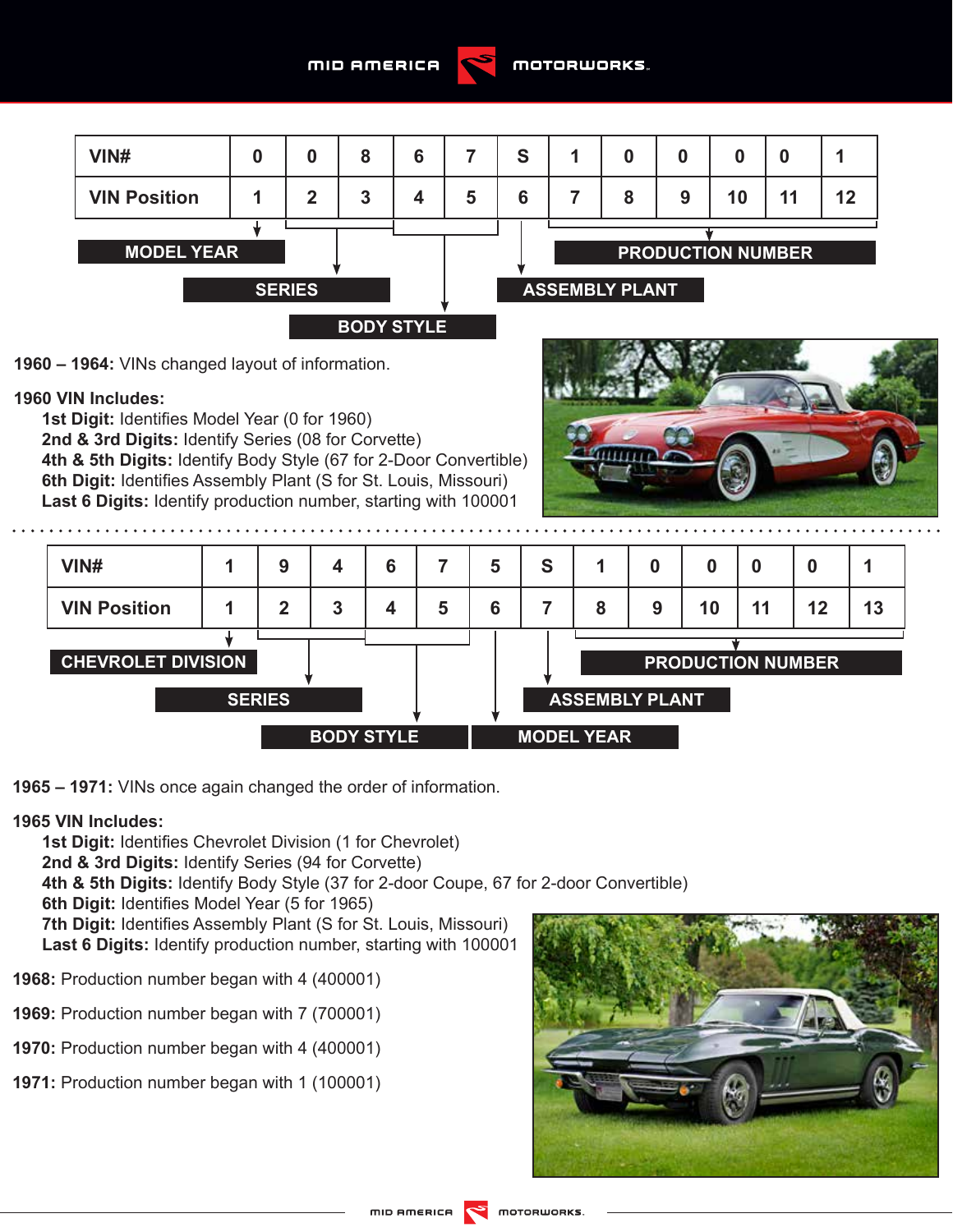| VIN# | 0 | 0 | 8 | 6 | 7 | S | 1 | 0 | 0 | 0 | 0 | 1 |
|---|---|---|---|---|---|---|---|---|---|---|---|---|
| VIN Position | 1 | 2 | 3 | 4 | 5 | 6 | 7 | 8 | 9 | 10 | 11 | 12 |

MODEL YEAR · SERIES · BODY STYLE · ASSEMBLY PLANT · PRODUCTION NUMBER

**1960 – 1964:** VINs changed layout of information.

**1960 VIN Includes:**

- **1st Digit:** Identifies Model Year (0 for 1960)
- **2nd & 3rd Digits:** Identify Series (08 for Corvette)
- **4th & 5th Digits:** Identify Body Style (67 for 2-Door Convertible)
- **6th Digit:** Identifies Assembly Plant (S for St. Louis, Missouri)
- **Last 6 Digits:** Identify production number, starting with 100001

| VIN# | 1 | 9 | 4 | 6 | 7 | 5 | S | 1 | 0 | 0 | 0 | 0 | 1 |
|---|---|---|---|---|---|---|---|---|---|---|---|---|---|
| VIN Position | 1 | 2 | 3 | 4 | 5 | 6 | 7 | 8 | 9 | 10 | 11 | 12 | 13 |

CHEVROLET DIVISION · SERIES · BODY STYLE · MODEL YEAR · ASSEMBLY PLANT · PRODUCTION NUMBER

**1965 – 1971:** VINs once again changed the order of information.

**1965 VIN Includes:**

- **1st Digit:** Identifies Chevrolet Division (1 for Chevrolet)
- **2nd & 3rd Digits:** Identify Series (94 for Corvette)
- **4th & 5th Digits:** Identify Body Style (37 for 2-door Coupe, 67 for 2-door Convertible)
- **6th Digit:** Identifies Model Year (5 for 1965)
- **7th Digit:** Identifies Assembly Plant (S for St. Louis, Missouri)
- **Last 6 Digits:** Identify production number, starting with 100001

**1968:** Production number began with 4 (400001)

**1969:** Production number began with 7 (700001)

**1970:** Production number began with 4 (400001)

**1971:** Production number began with 1 (100001)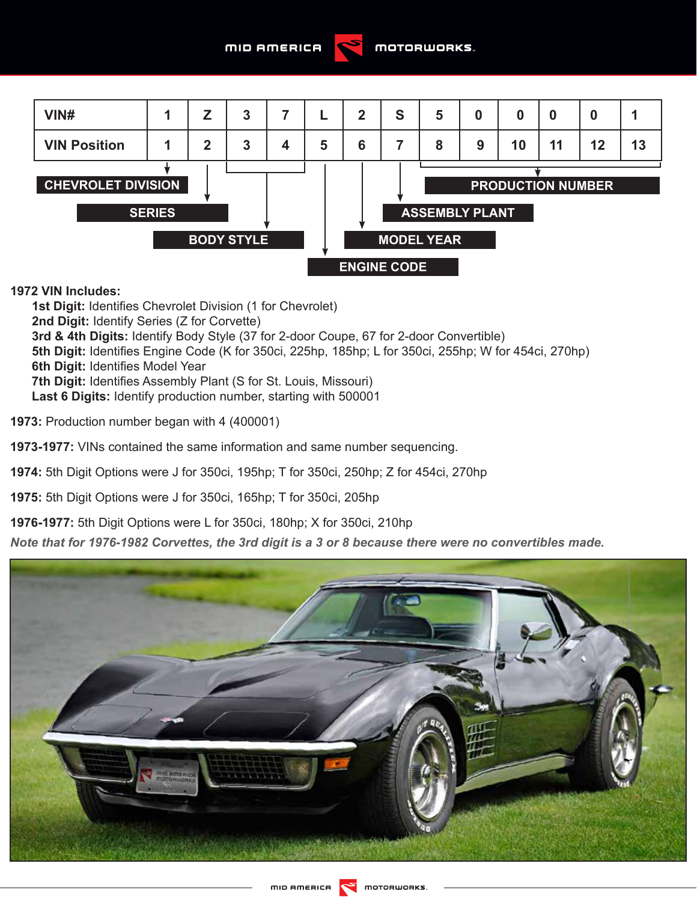| VIN# | 1 | Z | 3 | 7 | L | 2 | S | 5 | 0 | 0 | 0 | 0 | 1 |
|---|---|---|---|---|---|---|---|---|---|---|---|---|---|
| VIN Position | 1 | 2 | 3 | 4 | 5 | 6 | 7 | 8 | 9 | 10 | 11 | 12 | 13 |

- Position 1: CHEVROLET DIVISION
- Position 2: SERIES
- Positions 3–4: BODY STYLE
- Position 5: ENGINE CODE
- Position 6: MODEL YEAR
- Position 7: ASSEMBLY PLANT
- Positions 8–13: PRODUCTION NUMBER

**1972 VIN Includes:**

- **1st Digit:** Identifies Chevrolet Division (1 for Chevrolet)
- **2nd Digit:** Identify Series (Z for Corvette)
- **3rd & 4th Digits:** Identify Body Style (37 for 2-door Coupe, 67 for 2-door Convertible)
- **5th Digit:** Identifies Engine Code (K for 350ci, 225hp, 185hp; L for 350ci, 255hp; W for 454ci, 270hp)
- **6th Digit:** Identifies Model Year
- **7th Digit:** Identifies Assembly Plant (S for St. Louis, Missouri)
- **Last 6 Digits:** Identify production number, starting with 500001

**1973:** Production number began with 4 (400001)

**1973-1977:** VINs contained the same information and same number sequencing.

**1974:** 5th Digit Options were J for 350ci, 195hp; T for 350ci, 250hp; Z for 454ci, 270hp

**1975:** 5th Digit Options were J for 350ci, 165hp; T for 350ci, 205hp

**1976-1977:** 5th Digit Options were L for 350ci, 180hp; X for 350ci, 210hp

***Note that for 1976-1982 Corvettes, the 3rd digit is a 3 or 8 because there were no convertibles made.***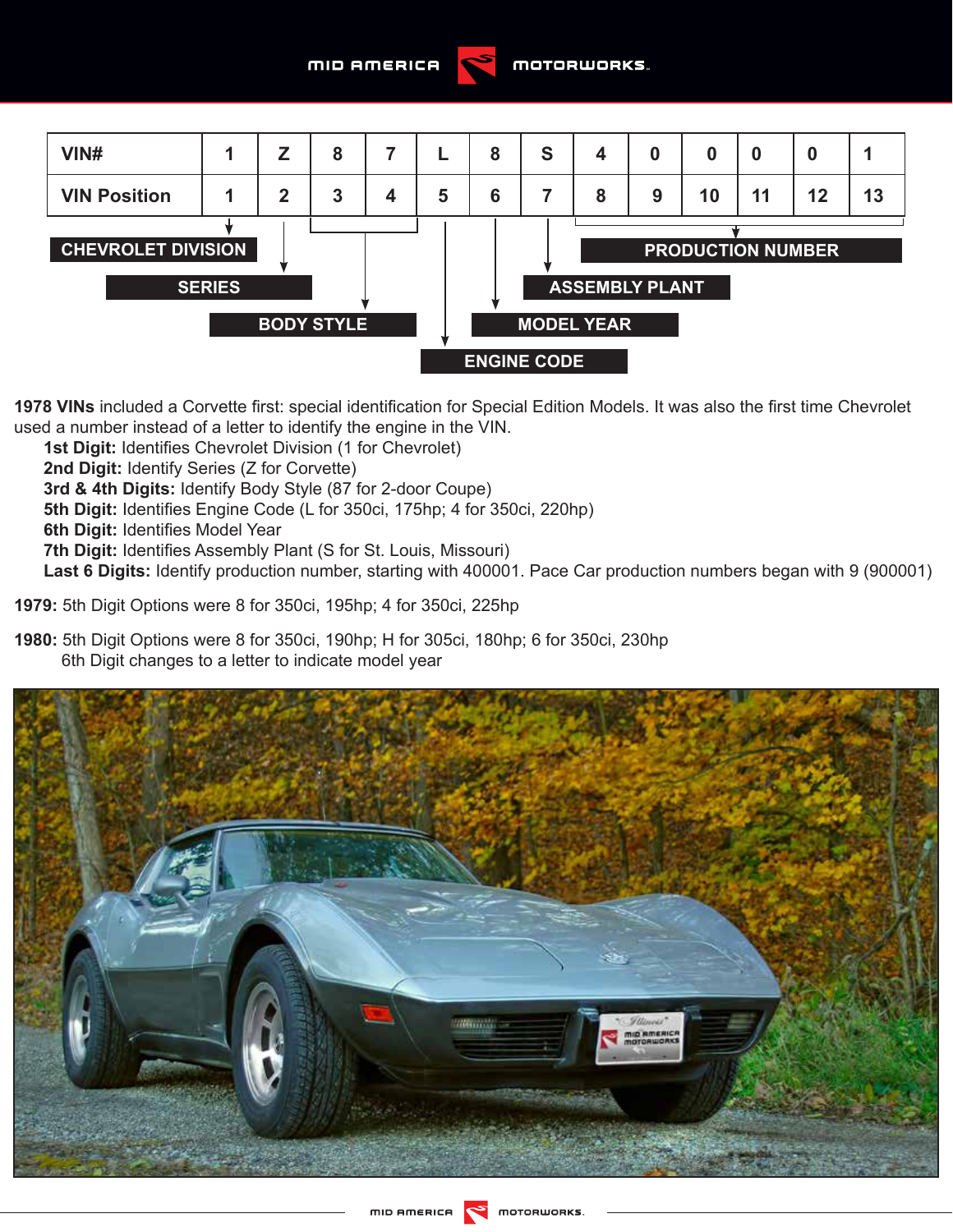| VIN# | 1 | Z | 8 | 7 | L | 8 | S | 4 | 0 | 0 | 0 | 0 | 1 |
|---|---|---|---|---|---|---|---|---|---|---|---|---|---|
| VIN Position | 1 | 2 | 3 | 4 | 5 | 6 | 7 | 8 | 9 | 10 | 11 | 12 | 13 |
| | CHEVROLET DIVISION | SERIES | BODY STYLE | | ENGINE CODE | MODEL YEAR | ASSEMBLY PLANT | PRODUCTION NUMBER | | | | | |

**1978 VINs** included a Corvette first: special identification for Special Edition Models. It was also the first time Chevrolet used a number instead of a letter to identify the engine in the VIN.

- **1st Digit:** Identifies Chevrolet Division (1 for Chevrolet)
- **2nd Digit:** Identify Series (Z for Corvette)
- **3rd & 4th Digits:** Identify Body Style (87 for 2-door Coupe)
- **5th Digit:** Identifies Engine Code (L for 350ci, 175hp; 4 for 350ci, 220hp)
- **6th Digit:** Identifies Model Year
- **7th Digit:** Identifies Assembly Plant (S for St. Louis, Missouri)
- **Last 6 Digits:** Identify production number, starting with 400001. Pace Car production numbers began with 9 (900001)

**1979:** 5th Digit Options were 8 for 350ci, 195hp; 4 for 350ci, 225hp

**1980:** 5th Digit Options were 8 for 350ci, 190hp; H for 305ci, 180hp; 6 for 350ci, 230hp
6th Digit changes to a letter to indicate model year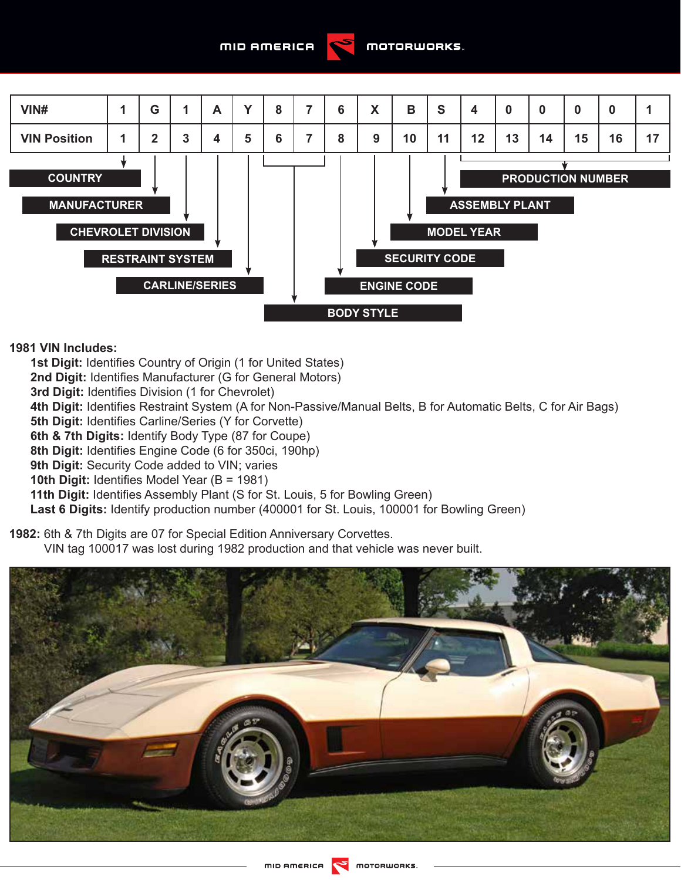| VIN# | 1 | G | 1 | A | Y | 8 | 7 | 6 | X | B | S | 4 | 0 | 0 | 0 | 0 | 1 |
|---|---|---|---|---|---|---|---|---|---|---|---|---|---|---|---|---|---|
| VIN Position | 1 | 2 | 3 | 4 | 5 | 6 | 7 | 8 | 9 | 10 | 11 | 12 | 13 | 14 | 15 | 16 | 17 |

COUNTRY

MANUFACTURER

CHEVROLET DIVISION

RESTRAINT SYSTEM

CARLINE/SERIES

BODY STYLE

ENGINE CODE

SECURITY CODE

MODEL YEAR

ASSEMBLY PLANT

PRODUCTION NUMBER

**1981 VIN Includes:**

- **1st Digit:** Identifies Country of Origin (1 for United States)
- **2nd Digit:** Identifies Manufacturer (G for General Motors)
- **3rd Digit:** Identifies Division (1 for Chevrolet)
- **4th Digit:** Identifies Restraint System (A for Non-Passive/Manual Belts, B for Automatic Belts, C for Air Bags)
- **5th Digit:** Identifies Carline/Series (Y for Corvette)
- **6th & 7th Digits:** Identify Body Type (87 for Coupe)
- **8th Digit:** Identifies Engine Code (6 for 350ci, 190hp)
- **9th Digit:** Security Code added to VIN; varies
- **10th Digit:** Identifies Model Year (B = 1981)
- **11th Digit:** Identifies Assembly Plant (S for St. Louis, 5 for Bowling Green)
- **Last 6 Digits:** Identify production number (400001 for St. Louis, 100001 for Bowling Green)

**1982:** 6th & 7th Digits are 07 for Special Edition Anniversary Corvettes.
VIN tag 100017 was lost during 1982 production and that vehicle was never built.